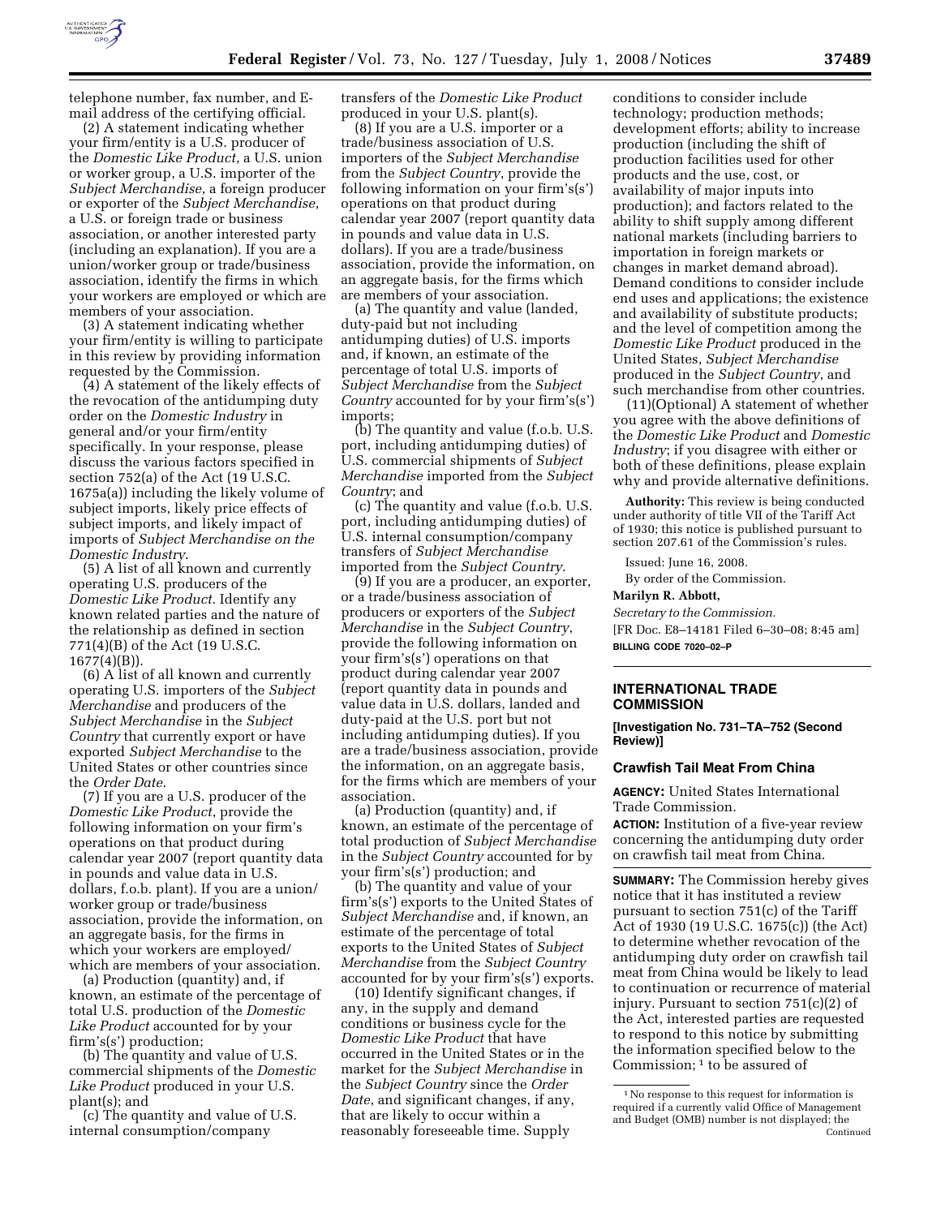telephone number, fax number, and E-mail address of the certifying official.

(2) A statement indicating whether your firm/entity is a U.S. producer of the *Domestic Like Product*, a U.S. union or worker group, a U.S. importer of the *Subject Merchandise*, a foreign producer or exporter of the *Subject Merchandise*, a U.S. or foreign trade or business association, or another interested party (including an explanation). If you are a union/worker group or trade/business association, identify the firms in which your workers are employed or which are members of your association.

(3) A statement indicating whether your firm/entity is willing to participate in this review by providing information requested by the Commission.

(4) A statement of the likely effects of the revocation of the antidumping duty order on the *Domestic Industry* in general and/or your firm/entity specifically. In your response, please discuss the various factors specified in section 752(a) of the Act (19 U.S.C. 1675a(a)) including the likely volume of subject imports, likely price effects of subject imports, and likely impact of imports of *Subject Merchandise on the Domestic Industry*.

(5) A list of all known and currently operating U.S. producers of the *Domestic Like Product.* Identify any known related parties and the nature of the relationship as defined in section 771(4)(B) of the Act (19 U.S.C. 1677(4)(B)).

(6) A list of all known and currently operating U.S. importers of the *Subject Merchandise* and producers of the *Subject Merchandise* in the *Subject Country* that currently export or have exported *Subject Merchandise* to the United States or other countries since the *Order Date*.

(7) If you are a U.S. producer of the *Domestic Like Product*, provide the following information on your firm's operations on that product during calendar year 2007 (report quantity data in pounds and value data in U.S. dollars, f.o.b. plant). If you are a union/worker group or trade/business association, provide the information, on an aggregate basis, for the firms in which your workers are employed/which are members of your association.

(a) Production (quantity) and, if known, an estimate of the percentage of total U.S. production of the *Domestic Like Product* accounted for by your firm's(s') production;

(b) The quantity and value of U.S. commercial shipments of the *Domestic Like Product* produced in your U.S. plant(s); and

(c) The quantity and value of U.S. internal consumption/company transfers of the *Domestic Like Product* produced in your U.S. plant(s).

(8) If you are a U.S. importer or a trade/business association of U.S. importers of the *Subject Merchandise* from the *Subject Country*, provide the following information on your firm's(s') operations on that product during calendar year 2007 (report quantity data in pounds and value data in U.S. dollars). If you are a trade/business association, provide the information, on an aggregate basis, for the firms which are members of your association.

(a) The quantity and value (landed, duty-paid but not including antidumping duties) of U.S. imports and, if known, an estimate of the percentage of total U.S. imports of *Subject Merchandise* from the *Subject Country* accounted for by your firm's(s') imports;

(b) The quantity and value (f.o.b. U.S. port, including antidumping duties) of U.S. commercial shipments of *Subject Merchandise* imported from the *Subject Country*; and

(c) The quantity and value (f.o.b. U.S. port, including antidumping duties) of U.S. internal consumption/company transfers of *Subject Merchandise* imported from the *Subject Country*.

(9) If you are a producer, an exporter, or a trade/business association of producers or exporters of the *Subject Merchandise* in the *Subject Country*, provide the following information on your firm's(s') operations on that product during calendar year 2007 (report quantity data in pounds and value data in U.S. dollars, landed and duty-paid at the U.S. port but not including antidumping duties). If you are a trade/business association, provide the information, on an aggregate basis, for the firms which are members of your association.

(a) Production (quantity) and, if known, an estimate of the percentage of total production of *Subject Merchandise* in the *Subject Country* accounted for by your firm's(s') production; and

(b) The quantity and value of your firm's(s') exports to the United States of *Subject Merchandise* and, if known, an estimate of the percentage of total exports to the United States of *Subject Merchandise* from the *Subject Country* accounted for by your firm's(s') exports.

(10) Identify significant changes, if any, in the supply and demand conditions or business cycle for the *Domestic Like Product* that have occurred in the United States or in the market for the *Subject Merchandise* in the *Subject Country* since the *Order Date*, and significant changes, if any, that are likely to occur within a reasonably foreseeable time. Supply conditions to consider include technology; production methods; development efforts; ability to increase production (including the shift of production facilities used for other products and the use, cost, or availability of major inputs into production); and factors related to the ability to shift supply among different national markets (including barriers to importation in foreign markets or changes in market demand abroad). Demand conditions to consider include end uses and applications; the existence and availability of substitute products; and the level of competition among the *Domestic Like Product* produced in the United States, *Subject Merchandise* produced in the *Subject Country*, and such merchandise from other countries.

(11)(Optional) A statement of whether you agree with the above definitions of the *Domestic Like Product* and *Domestic Industry*; if you disagree with either or both of these definitions, please explain why and provide alternative definitions.

**Authority:** This review is being conducted under authority of title VII of the Tariff Act of 1930; this notice is published pursuant to section 207.61 of the Commission's rules.

Issued: June 16, 2008.

By order of the Commission.

**Marilyn R. Abbott,**

*Secretary to the Commission.*

[FR Doc. E8–14181 Filed 6–30–08; 8:45 am]

**BILLING CODE 7020–02–P**

---

## INTERNATIONAL TRADE COMMISSION

**[Investigation No. 731–TA–752 (Second Review)]**

### Crawfish Tail Meat From China

**AGENCY:** United States International Trade Commission.

**ACTION:** Institution of a five-year review concerning the antidumping duty order on crawfish tail meat from China.

**SUMMARY:** The Commission hereby gives notice that it has instituted a review pursuant to section 751(c) of the Tariff Act of 1930 (19 U.S.C. 1675(c)) (the Act) to determine whether revocation of the antidumping duty order on crawfish tail meat from China would be likely to lead to continuation or recurrence of material injury. Pursuant to section 751(c)(2) of the Act, interested parties are requested to respond to this notice by submitting the information specified below to the Commission; [1] to be assured of

[1] No response to this request for information is required if a currently valid Office of Management and Budget (OMB) number is not displayed; the Continued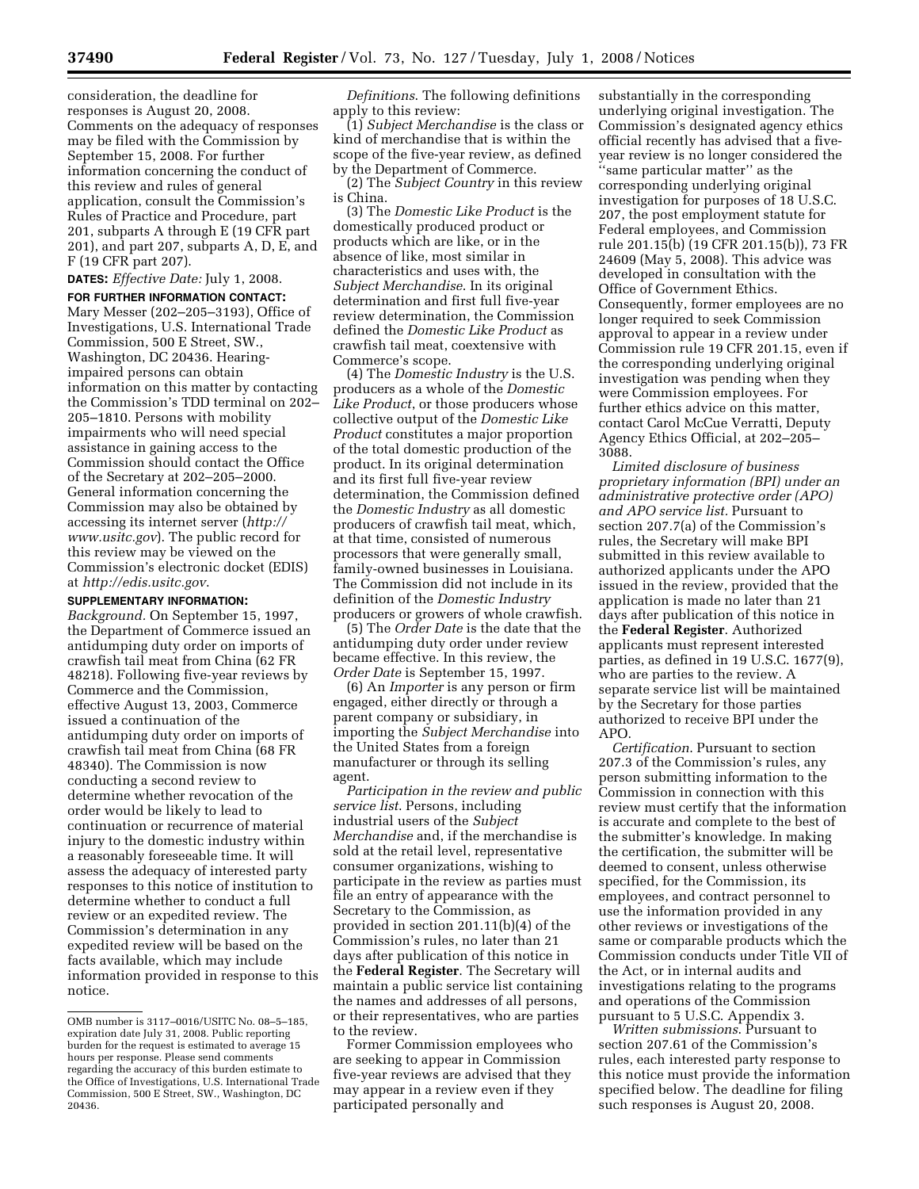consideration, the deadline for responses is August 20, 2008. Comments on the adequacy of responses may be filed with the Commission by September 15, 2008. For further information concerning the conduct of this review and rules of general application, consult the Commission's Rules of Practice and Procedure, part 201, subparts A through E (19 CFR part 201), and part 207, subparts A, D, E, and F (19 CFR part 207).

**DATES:** *Effective Date:* July 1, 2008.

**FOR FURTHER INFORMATION CONTACT:** Mary Messer (202–205–3193), Office of Investigations, U.S. International Trade Commission, 500 E Street, SW., Washington, DC 20436. Hearing-impaired persons can obtain information on this matter by contacting the Commission's TDD terminal on 202–205–1810. Persons with mobility impairments who will need special assistance in gaining access to the Commission should contact the Office of the Secretary at 202–205–2000. General information concerning the Commission may also be obtained by accessing its internet server (*http://www.usitc.gov*). The public record for this review may be viewed on the Commission's electronic docket (EDIS) at *http://edis.usitc.gov*.

**SUPPLEMENTARY INFORMATION:**

*Background.* On September 15, 1997, the Department of Commerce issued an antidumping duty order on imports of crawfish tail meat from China (62 FR 48218). Following five-year reviews by Commerce and the Commission, effective August 13, 2003, Commerce issued a continuation of the antidumping duty order on imports of crawfish tail meat from China (68 FR 48340). The Commission is now conducting a second review to determine whether revocation of the order would be likely to lead to continuation or recurrence of material injury to the domestic industry within a reasonably foreseeable time. It will assess the adequacy of interested party responses to this notice of institution to determine whether to conduct a full review or an expedited review. The Commission's determination in any expedited review will be based on the facts available, which may include information provided in response to this notice.

*Definitions.* The following definitions apply to this review:

(1) *Subject Merchandise* is the class or kind of merchandise that is within the scope of the five-year review, as defined by the Department of Commerce.

(2) The *Subject Country* in this review is China.

(3) The *Domestic Like Product* is the domestically produced product or products which are like, or in the absence of like, most similar in characteristics and uses with, the *Subject Merchandise*. In its original determination and first full five-year review determination, the Commission defined the *Domestic Like Product* as crawfish tail meat, coextensive with Commerce's scope.

(4) The *Domestic Industry* is the U.S. producers as a whole of the *Domestic Like Product*, or those producers whose collective output of the *Domestic Like Product* constitutes a major proportion of the total domestic production of the product. In its original determination and its first full five-year review determination, the Commission defined the *Domestic Industry* as all domestic producers of crawfish tail meat, which, at that time, consisted of numerous processors that were generally small, family-owned businesses in Louisiana. The Commission did not include in its definition of the *Domestic Industry* producers or growers of whole crawfish.

(5) The *Order Date* is the date that the antidumping duty order under review became effective. In this review, the *Order Date* is September 15, 1997.

(6) An *Importer* is any person or firm engaged, either directly or through a parent company or subsidiary, in importing the *Subject Merchandise* into the United States from a foreign manufacturer or through its selling agent.

*Participation in the review and public service list.* Persons, including industrial users of the *Subject Merchandise* and, if the merchandise is sold at the retail level, representative consumer organizations, wishing to participate in the review as parties must file an entry of appearance with the Secretary to the Commission, as provided in section 201.11(b)(4) of the Commission's rules, no later than 21 days after publication of this notice in the **Federal Register**. The Secretary will maintain a public service list containing the names and addresses of all persons, or their representatives, who are parties to the review.

Former Commission employees who are seeking to appear in Commission five-year reviews are advised that they may appear in a review even if they participated personally and substantially in the corresponding underlying original investigation. The Commission's designated agency ethics official recently has advised that a five-year review is no longer considered the "same particular matter" as the corresponding underlying original investigation for purposes of 18 U.S.C. 207, the post employment statute for Federal employees, and Commission rule 201.15(b) (19 CFR 201.15(b)), 73 FR 24609 (May 5, 2008). This advice was developed in consultation with the Office of Government Ethics. Consequently, former employees are no longer required to seek Commission approval to appear in a review under Commission rule 19 CFR 201.15, even if the corresponding underlying original investigation was pending when they were Commission employees. For further ethics advice on this matter, contact Carol McCue Verratti, Deputy Agency Ethics Official, at 202–205–3088.

*Limited disclosure of business proprietary information (BPI) under an administrative protective order (APO) and APO service list.* Pursuant to section 207.7(a) of the Commission's rules, the Secretary will make BPI submitted in this review available to authorized applicants under the APO issued in the review, provided that the application is made no later than 21 days after publication of this notice in the **Federal Register**. Authorized applicants must represent interested parties, as defined in 19 U.S.C. 1677(9), who are parties to the review. A separate service list will be maintained by the Secretary for those parties authorized to receive BPI under the APO.

*Certification.* Pursuant to section 207.3 of the Commission's rules, any person submitting information to the Commission in connection with this review must certify that the information is accurate and complete to the best of the submitter's knowledge. In making the certification, the submitter will be deemed to consent, unless otherwise specified, for the Commission, its employees, and contract personnel to use the information provided in any other reviews or investigations of the same or comparable products which the Commission conducts under Title VII of the Act, or in internal audits and investigations relating to the programs and operations of the Commission pursuant to 5 U.S.C. Appendix 3.

*Written submissions.* Pursuant to section 207.61 of the Commission's rules, each interested party response to this notice must provide the information specified below. The deadline for filing such responses is August 20, 2008.

---

OMB number is 3117–0016/USITC No. 08–5–185, expiration date July 31, 2008. Public reporting burden for the request is estimated to average 15 hours per response. Please send comments regarding the accuracy of this burden estimate to the Office of Investigations, U.S. International Trade Commission, 500 E Street, SW., Washington, DC 20436.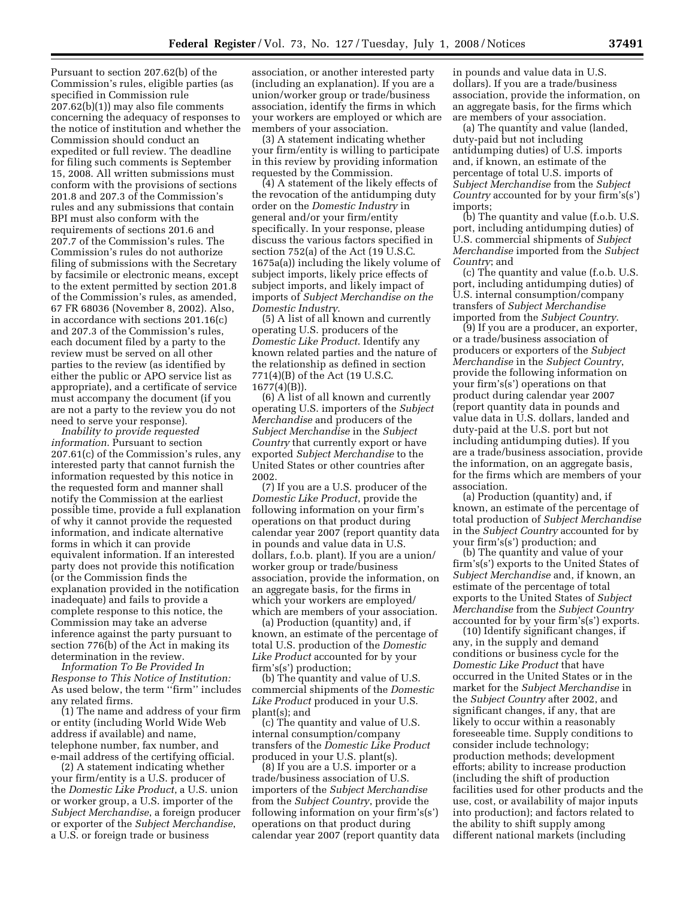Pursuant to section 207.62(b) of the Commission's rules, eligible parties (as specified in Commission rule 207.62(b)(1)) may also file comments concerning the adequacy of responses to the notice of institution and whether the Commission should conduct an expedited or full review. The deadline for filing such comments is September 15, 2008. All written submissions must conform with the provisions of sections 201.8 and 207.3 of the Commission's rules and any submissions that contain BPI must also conform with the requirements of sections 201.6 and 207.7 of the Commission's rules. The Commission's rules do not authorize filing of submissions with the Secretary by facsimile or electronic means, except to the extent permitted by section 201.8 of the Commission's rules, as amended, 67 FR 68036 (November 8, 2002). Also, in accordance with sections 201.16(c) and 207.3 of the Commission's rules, each document filed by a party to the review must be served on all other parties to the review (as identified by either the public or APO service list as appropriate), and a certificate of service must accompany the document (if you are not a party to the review you do not need to serve your response).

*Inability to provide requested information.* Pursuant to section 207.61(c) of the Commission's rules, any interested party that cannot furnish the information requested by this notice in the requested form and manner shall notify the Commission at the earliest possible time, provide a full explanation of why it cannot provide the requested information, and indicate alternative forms in which it can provide equivalent information. If an interested party does not provide this notification (or the Commission finds the explanation provided in the notification inadequate) and fails to provide a complete response to this notice, the Commission may take an adverse inference against the party pursuant to section 776(b) of the Act in making its determination in the review.

*Information To Be Provided In Response to This Notice of Institution:* As used below, the term "firm" includes any related firms.

(1) The name and address of your firm or entity (including World Wide Web address if available) and name, telephone number, fax number, and e-mail address of the certifying official.

(2) A statement indicating whether your firm/entity is a U.S. producer of the *Domestic Like Product*, a U.S. union or worker group, a U.S. importer of the *Subject Merchandise*, a foreign producer or exporter of the *Subject Merchandise*, a U.S. or foreign trade or business association, or another interested party (including an explanation). If you are a union/worker group or trade/business association, identify the firms in which your workers are employed or which are members of your association.

(3) A statement indicating whether your firm/entity is willing to participate in this review by providing information requested by the Commission.

(4) A statement of the likely effects of the revocation of the antidumping duty order on the *Domestic Industry* in general and/or your firm/entity specifically. In your response, please discuss the various factors specified in section 752(a) of the Act (19 U.S.C. 1675a(a)) including the likely volume of subject imports, likely price effects of subject imports, and likely impact of imports of *Subject Merchandise on the Domestic Industry*.

(5) A list of all known and currently operating U.S. producers of the *Domestic Like Product*. Identify any known related parties and the nature of the relationship as defined in section 771(4)(B) of the Act (19 U.S.C. 1677(4)(B)).

(6) A list of all known and currently operating U.S. importers of the *Subject Merchandise* and producers of the *Subject Merchandise* in the *Subject Country* that currently export or have exported *Subject Merchandise* to the United States or other countries after 2002.

(7) If you are a U.S. producer of the *Domestic Like Product*, provide the following information on your firm's operations on that product during calendar year 2007 (report quantity data in pounds and value data in U.S. dollars, f.o.b. plant). If you are a union/worker group or trade/business association, provide the information, on an aggregate basis, for the firms in which your workers are employed/which are members of your association.

(a) Production (quantity) and, if known, an estimate of the percentage of total U.S. production of the *Domestic Like Product* accounted for by your firm's(s') production;

(b) The quantity and value of U.S. commercial shipments of the *Domestic Like Product* produced in your U.S. plant(s); and

(c) The quantity and value of U.S. internal consumption/company transfers of the *Domestic Like Product* produced in your U.S. plant(s).

(8) If you are a U.S. importer or a trade/business association of U.S. importers of the *Subject Merchandise* from the *Subject Country*, provide the following information on your firm's(s') operations on that product during calendar year 2007 (report quantity data in pounds and value data in U.S. dollars). If you are a trade/business association, provide the information, on an aggregate basis, for the firms which are members of your association.

(a) The quantity and value (landed, duty-paid but not including antidumping duties) of U.S. imports and, if known, an estimate of the percentage of total U.S. imports of *Subject Merchandise* from the *Subject Country* accounted for by your firm's(s') imports;

(b) The quantity and value (f.o.b. U.S. port, including antidumping duties) of U.S. commercial shipments of *Subject Merchandise* imported from the *Subject Country*; and

(c) The quantity and value (f.o.b. U.S. port, including antidumping duties) of U.S. internal consumption/company transfers of *Subject Merchandise* imported from the *Subject Country*.

(9) If you are a producer, an exporter, or a trade/business association of producers or exporters of the *Subject Merchandise* in the *Subject Country*, provide the following information on your firm's(s') operations on that product during calendar year 2007 (report quantity data in pounds and value data in U.S. dollars, landed and duty-paid at the U.S. port but not including antidumping duties). If you are a trade/business association, provide the information, on an aggregate basis, for the firms which are members of your association.

(a) Production (quantity) and, if known, an estimate of the percentage of total production of *Subject Merchandise* in the *Subject Country* accounted for by your firm's(s') production; and

(b) The quantity and value of your firm's(s') exports to the United States of *Subject Merchandise* and, if known, an estimate of the percentage of total exports to the United States of *Subject Merchandise* from the *Subject Country* accounted for by your firm's(s') exports.

(10) Identify significant changes, if any, in the supply and demand conditions or business cycle for the *Domestic Like Product* that have occurred in the United States or in the market for the *Subject Merchandise* in the *Subject Country* after 2002, and significant changes, if any, that are likely to occur within a reasonably foreseeable time. Supply conditions to consider include technology; production methods; development efforts; ability to increase production (including the shift of production facilities used for other products and the use, cost, or availability of major inputs into production); and factors related to the ability to shift supply among different national markets (including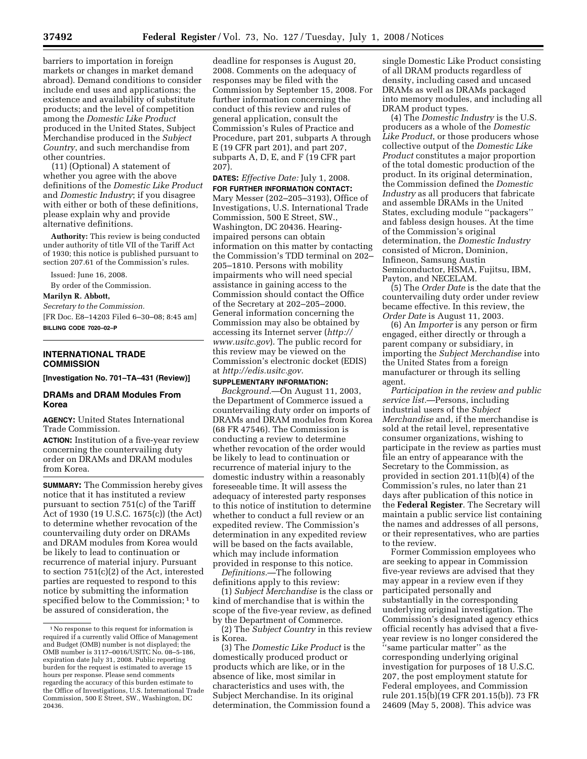barriers to importation in foreign markets or changes in market demand abroad). Demand conditions to consider include end uses and applications; the existence and availability of substitute products; and the level of competition among the *Domestic Like Product* produced in the United States, Subject Merchandise produced in the *Subject Country*, and such merchandise from other countries.

(11) (Optional) A statement of whether you agree with the above definitions of the *Domestic Like Product* and *Domestic Industry*; if you disagree with either or both of these definitions, please explain why and provide alternative definitions.

**Authority:** This review is being conducted under authority of title VII of the Tariff Act of 1930; this notice is published pursuant to section 207.61 of the Commission's rules.

Issued: June 16, 2008.

By order of the Commission.

**Marilyn R. Abbott,**

*Secretary to the Commission.*

[FR Doc. E8–14203 Filed 6–30–08; 8:45 am]

**BILLING CODE 7020–02–P**

## INTERNATIONAL TRADE COMMISSION

**[Investigation No. 701–TA–431 (Review)]**

### DRAMs and DRAM Modules From Korea

**AGENCY:** United States International Trade Commission.

**ACTION:** Institution of a five-year review concerning the countervailing duty order on DRAMs and DRAM modules from Korea.

**SUMMARY:** The Commission hereby gives notice that it has instituted a review pursuant to section 751(c) of the Tariff Act of 1930 (19 U.S.C. 1675(c)) (the Act) to determine whether revocation of the countervailing duty order on DRAMs and DRAM modules from Korea would be likely to lead to continuation or recurrence of material injury. Pursuant to section 751(c)(2) of the Act, interested parties are requested to respond to this notice by submitting the information specified below to the Commission;[1] to be assured of consideration, the deadline for responses is August 20, 2008. Comments on the adequacy of responses may be filed with the Commission by September 15, 2008. For further information concerning the conduct of this review and rules of general application, consult the Commission's Rules of Practice and Procedure, part 201, subparts A through E (19 CFR part 201), and part 207, subparts A, D, E, and F (19 CFR part 207).

[1] No response to this request for information is required if a currently valid Office of Management and Budget (OMB) number is not displayed; the OMB number is 3117–0016/USITC No. 08–5-186, expiration date July 31, 2008. Public reporting burden for the request is estimated to average 15 hours per response. Please send comments regarding the accuracy of this burden estimate to the Office of Investigations, U.S. International Trade Commission, 500 E Street, SW., Washington, DC 20436.

**DATES:** *Effective Date:* July 1, 2008.

**FOR FURTHER INFORMATION CONTACT:** Mary Messer (202–205–3193), Office of Investigations, U.S. International Trade Commission, 500 E Street, SW., Washington, DC 20436. Hearing-impaired persons can obtain information on this matter by contacting the Commission's TDD terminal on 202–205–1810. Persons with mobility impairments who will need special assistance in gaining access to the Commission should contact the Office of the Secretary at 202–205–2000. General information concerning the Commission may also be obtained by accessing its Internet server (*http://www.usitc.gov*). The public record for this review may be viewed on the Commission's electronic docket (EDIS) at *http://edis.usitc.gov.*

**SUPPLEMENTARY INFORMATION:**

*Background.*—On August 11, 2003, the Department of Commerce issued a countervailing duty order on imports of DRAMs and DRAM modules from Korea (68 FR 47546). The Commission is conducting a review to determine whether revocation of the order would be likely to lead to continuation or recurrence of material injury to the domestic industry within a reasonably foreseeable time. It will assess the adequacy of interested party responses to this notice of institution to determine whether to conduct a full review or an expedited review. The Commission's determination in any expedited review will be based on the facts available, which may include information provided in response to this notice.

*Definitions.*—The following definitions apply to this review:

(1) *Subject Merchandise* is the class or kind of merchandise that is within the scope of the five-year review, as defined by the Department of Commerce.

(2) The *Subject Country* in this review is Korea.

(3) The *Domestic Like Product* is the domestically produced product or products which are like, or in the absence of like, most similar in characteristics and uses with, the Subject Merchandise. In its original determination, the Commission found a single Domestic Like Product consisting of all DRAM products regardless of density, including cased and uncased DRAMs as well as DRAMs packaged into memory modules, and including all DRAM product types.

(4) The *Domestic Industry* is the U.S. producers as a whole of the *Domestic Like Product*, or those producers whose collective output of the *Domestic Like Product* constitutes a major proportion of the total domestic production of the product. In its original determination, the Commission defined the *Domestic Industry* as all producers that fabricate and assemble DRAMs in the United States, excluding module ''packagers'' and fabless design houses. At the time of the Commission's original determination, the *Domestic Industry* consisted of Micron, Dominion, Infineon, Samsung Austin Semiconductor, HSMA, Fujitsu, IBM, Payton, and NECELAM.

(5) The *Order Date* is the date that the countervailing duty order under review became effective. In this review, the *Order Date* is August 11, 2003.

(6) An *Importer* is any person or firm engaged, either directly or through a parent company or subsidiary, in importing the *Subject Merchandise* into the United States from a foreign manufacturer or through its selling agent.

*Participation in the review and public service list.*—Persons, including industrial users of the *Subject Merchandise* and, if the merchandise is sold at the retail level, representative consumer organizations, wishing to participate in the review as parties must file an entry of appearance with the Secretary to the Commission, as provided in section 201.11(b)(4) of the Commission's rules, no later than 21 days after publication of this notice in the **Federal Register**. The Secretary will maintain a public service list containing the names and addresses of all persons, or their representatives, who are parties to the review.

Former Commission employees who are seeking to appear in Commission five-year reviews are advised that they may appear in a review even if they participated personally and substantially in the corresponding underlying original investigation. The Commission's designated agency ethics official recently has advised that a five-year review is no longer considered the ''same particular matter'' as the corresponding underlying original investigation for purposes of 18 U.S.C. 207, the post employment statute for Federal employees, and Commission rule 201.15(b)(19 CFR 201.15(b)). 73 FR 24609 (May 5, 2008). This advice was